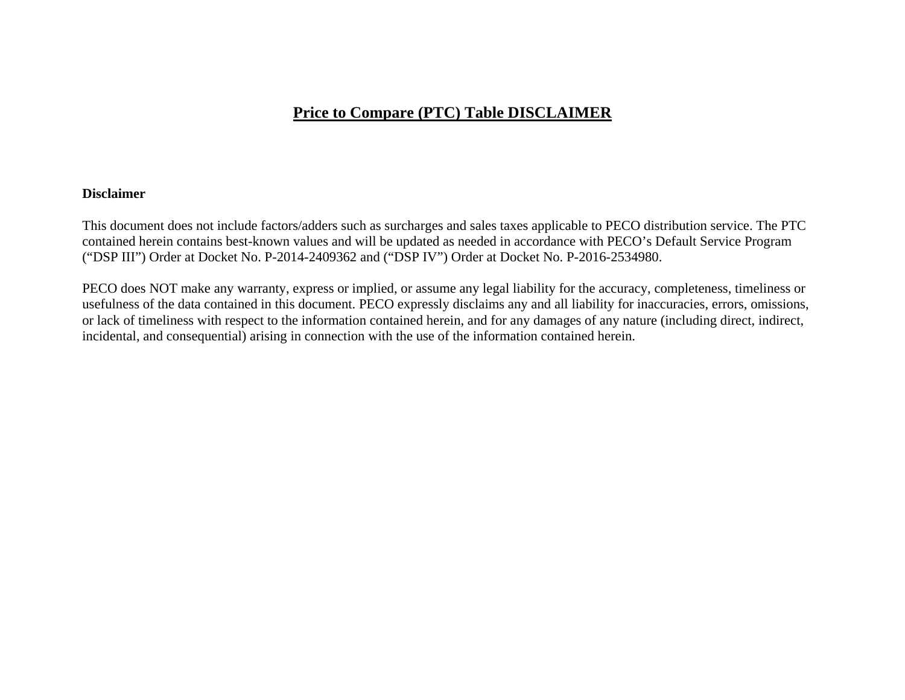# Price to Compare (PTC) Table DISCLAIMER

**Disclaimer**

This document does not include factors/adders such as surcharges and sales taxes applicable to PECO distribution service. The PTC contained herein contains best-known values and will be updated as needed in accordance with PECO's Default Service Program ("DSP III") Order at Docket No. P-2014-2409362 and ("DSP IV") Order at Docket No. P-2016-2534980.

PECO does NOT make any warranty, express or implied, or assume any legal liability for the accuracy, completeness, timeliness or usefulness of the data contained in this document. PECO expressly disclaims any and all liability for inaccuracies, errors, omissions, or lack of timeliness with respect to the information contained herein, and for any damages of any nature (including direct, indirect, incidental, and consequential) arising in connection with the use of the information contained herein.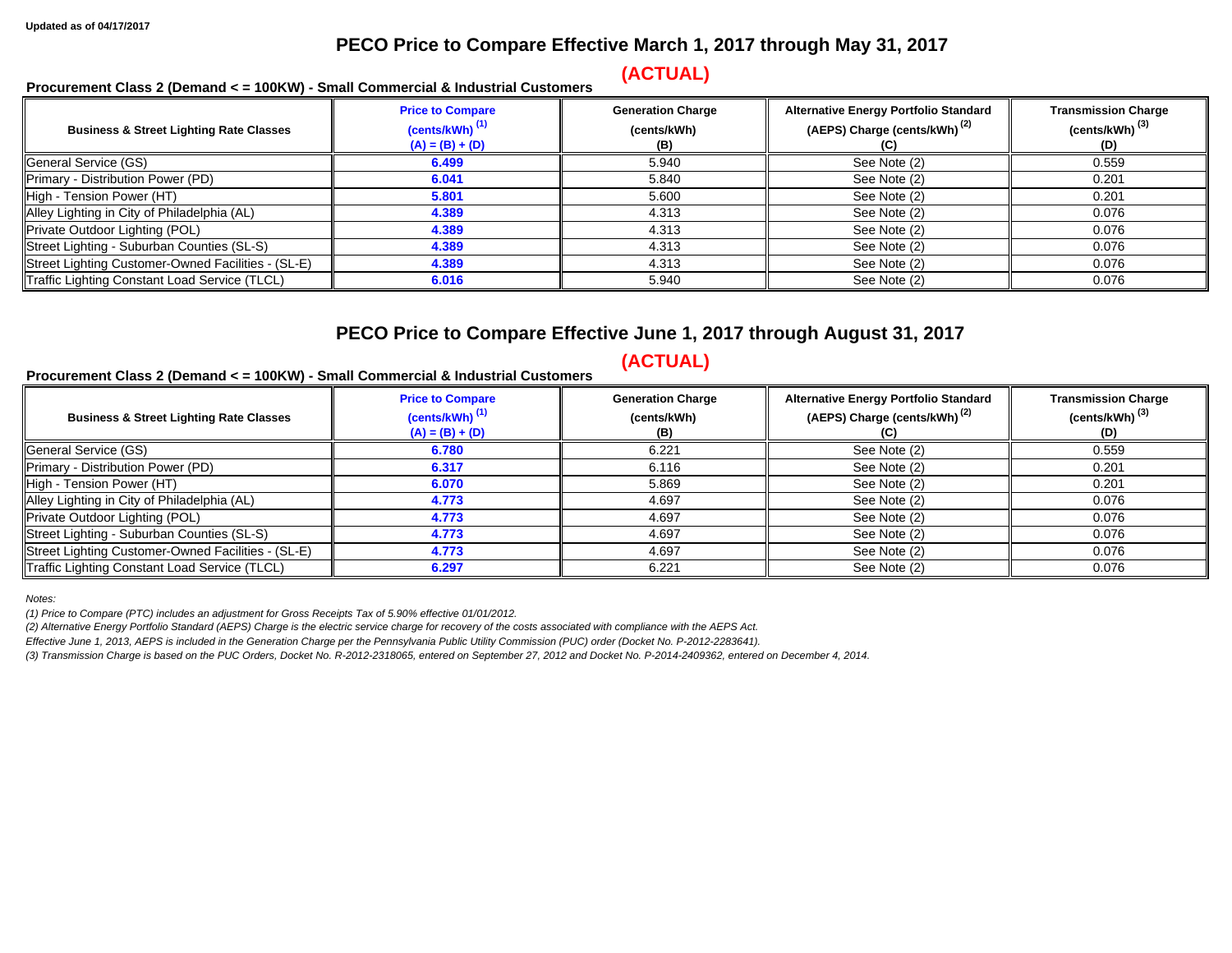Updated as of 04/17/2017

## PECO Price to Compare Effective March 1, 2017 through May 31, 2017

**(ACTUAL)**

**Procurement Class 2 (Demand < = 100KW) - Small Commercial & Industrial Customers**

| Business & Street Lighting Rate Classes | Price to Compare (cents/kWh) [1] (A) = (B) + (D) | Generation Charge (cents/kWh) (B) | Alternative Energy Portfolio Standard (AEPS) Charge (cents/kWh) [2] (C) | Transmission Charge (cents/kWh) [3] (D) |
|---|---|---|---|---|
| General Service (GS) | **6.499** | 5.940 | See Note (2) | 0.559 |
| Primary - Distribution Power (PD) | **6.041** | 5.840 | See Note (2) | 0.201 |
| High - Tension Power (HT) | **5.801** | 5.600 | See Note (2) | 0.201 |
| Alley Lighting in City of Philadelphia (AL) | **4.389** | 4.313 | See Note (2) | 0.076 |
| Private Outdoor Lighting (POL) | **4.389** | 4.313 | See Note (2) | 0.076 |
| Street Lighting - Suburban Counties (SL-S) | **4.389** | 4.313 | See Note (2) | 0.076 |
| Street Lighting Customer-Owned Facilities - (SL-E) | **4.389** | 4.313 | See Note (2) | 0.076 |
| Traffic Lighting Constant Load Service (TLCL) | **6.016** | 5.940 | See Note (2) | 0.076 |

## PECO Price to Compare Effective June 1, 2017 through August 31, 2017

**(ACTUAL)**

**Procurement Class 2 (Demand < = 100KW) - Small Commercial & Industrial Customers**

| Business & Street Lighting Rate Classes | Price to Compare (cents/kWh) [1] (A) = (B) + (D) | Generation Charge (cents/kWh) (B) | Alternative Energy Portfolio Standard (AEPS) Charge (cents/kWh) [2] (C) | Transmission Charge (cents/kWh) [3] (D) |
|---|---|---|---|---|
| General Service (GS) | **6.780** | 6.221 | See Note (2) | 0.559 |
| Primary - Distribution Power (PD) | **6.317** | 6.116 | See Note (2) | 0.201 |
| High - Tension Power (HT) | **6.070** | 5.869 | See Note (2) | 0.201 |
| Alley Lighting in City of Philadelphia (AL) | **4.773** | 4.697 | See Note (2) | 0.076 |
| Private Outdoor Lighting (POL) | **4.773** | 4.697 | See Note (2) | 0.076 |
| Street Lighting - Suburban Counties (SL-S) | **4.773** | 4.697 | See Note (2) | 0.076 |
| Street Lighting Customer-Owned Facilities - (SL-E) | **4.773** | 4.697 | See Note (2) | 0.076 |
| Traffic Lighting Constant Load Service (TLCL) | **6.297** | 6.221 | See Note (2) | 0.076 |

*Notes:*

*(1) Price to Compare (PTC) includes an adjustment for Gross Receipts Tax of 5.90% effective 01/01/2012.*

*(2) Alternative Energy Portfolio Standard (AEPS) Charge is the electric service charge for recovery of the costs associated with compliance with the AEPS Act.*

*Effective June 1, 2013, AEPS is included in the Generation Charge per the Pennsylvania Public Utility Commission (PUC) order (Docket No. P-2012-2283641).*

*(3) Transmission Charge is based on the PUC Orders, Docket No. R-2012-2318065, entered on September 27, 2012 and Docket No. P-2014-2409362, entered on December 4, 2014.*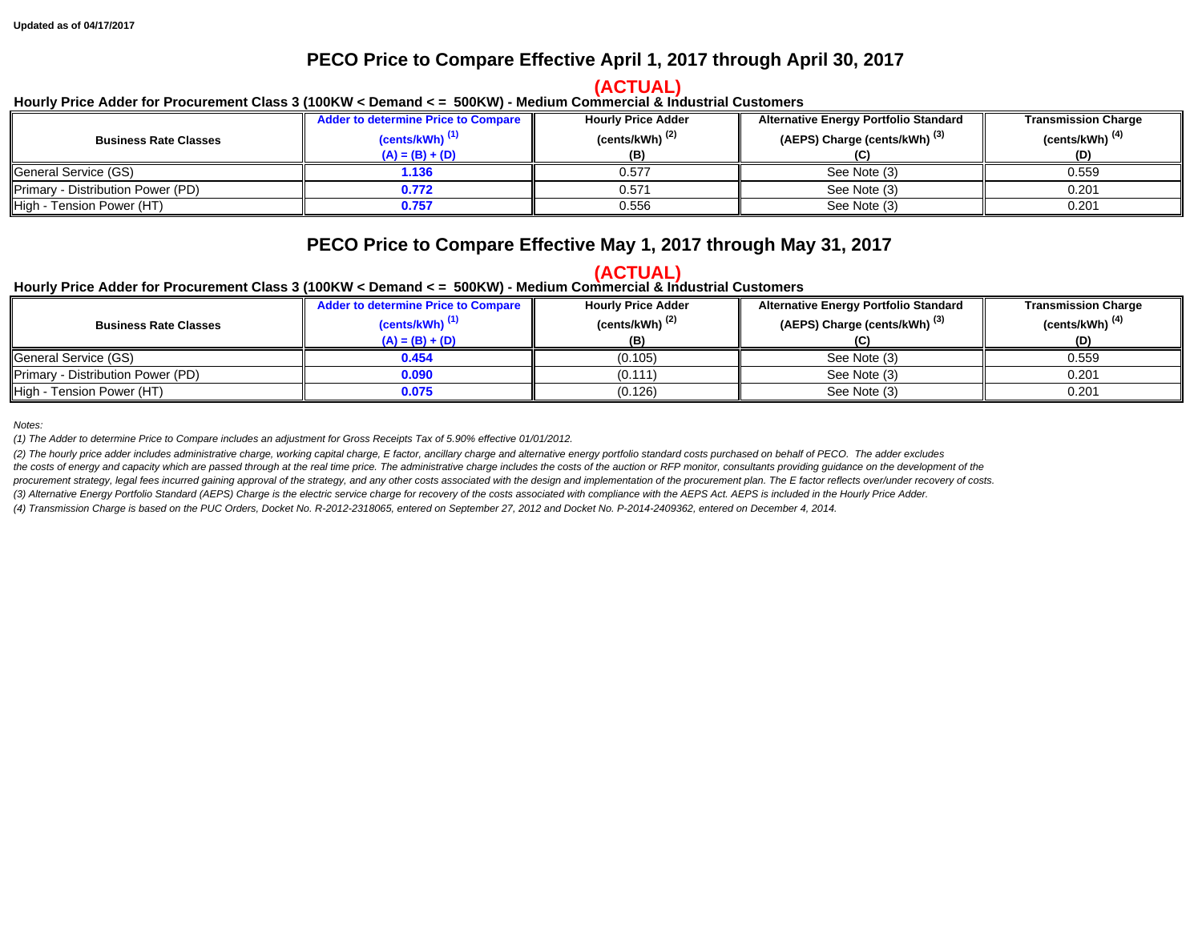Updated as of 04/17/2017

## PECO Price to Compare Effective April 1, 2017 through April 30, 2017

**(ACTUAL)**

**Hourly Price Adder for Procurement Class 3 (100KW < Demand < = 500KW) - Medium Commercial & Industrial Customers**

| Business Rate Classes | Adder to determine Price to Compare (cents/kWh) [1] (A) = (B) + (D) | Hourly Price Adder (cents/kWh) [2] (B) | Alternative Energy Portfolio Standard (AEPS) Charge (cents/kWh) [3] (C) | Transmission Charge (cents/kWh) [4] (D) |
|---|---|---|---|---|
| General Service (GS) | **1.136** | 0.577 | See Note (3) | 0.559 |
| Primary - Distribution Power (PD) | **0.772** | 0.571 | See Note (3) | 0.201 |
| High - Tension Power (HT) | **0.757** | 0.556 | See Note (3) | 0.201 |

## PECO Price to Compare Effective May 1, 2017 through May 31, 2017

**(ACTUAL)**

**Hourly Price Adder for Procurement Class 3 (100KW < Demand < = 500KW) - Medium Commercial & Industrial Customers**

| Business Rate Classes | Adder to determine Price to Compare (cents/kWh) [1] (A) = (B) + (D) | Hourly Price Adder (cents/kWh) [2] (B) | Alternative Energy Portfolio Standard (AEPS) Charge (cents/kWh) [3] (C) | Transmission Charge (cents/kWh) [4] (D) |
|---|---|---|---|---|
| General Service (GS) | **0.454** | (0.105) | See Note (3) | 0.559 |
| Primary - Distribution Power (PD) | **0.090** | (0.111) | See Note (3) | 0.201 |
| High - Tension Power (HT) | **0.075** | (0.126) | See Note (3) | 0.201 |

*Notes:*

*(1) The Adder to determine Price to Compare includes an adjustment for Gross Receipts Tax of 5.90% effective 01/01/2012.*

*(2) The hourly price adder includes administrative charge, working capital charge, E factor, ancillary charge and alternative energy portfolio standard costs purchased on behalf of PECO. The adder excludes the costs of energy and capacity which are passed through at the real time price. The administrative charge includes the costs of the auction or RFP monitor, consultants providing guidance on the development of the procurement strategy, legal fees incurred gaining approval of the strategy, and any other costs associated with the design and implementation of the procurement plan. The E factor reflects over/under recovery of costs.*

*(3) Alternative Energy Portfolio Standard (AEPS) Charge is the electric service charge for recovery of the costs associated with compliance with the AEPS Act. AEPS is included in the Hourly Price Adder.*

*(4) Transmission Charge is based on the PUC Orders, Docket No. R-2012-2318065, entered on September 27, 2012 and Docket No. P-2014-2409362, entered on December 4, 2014.*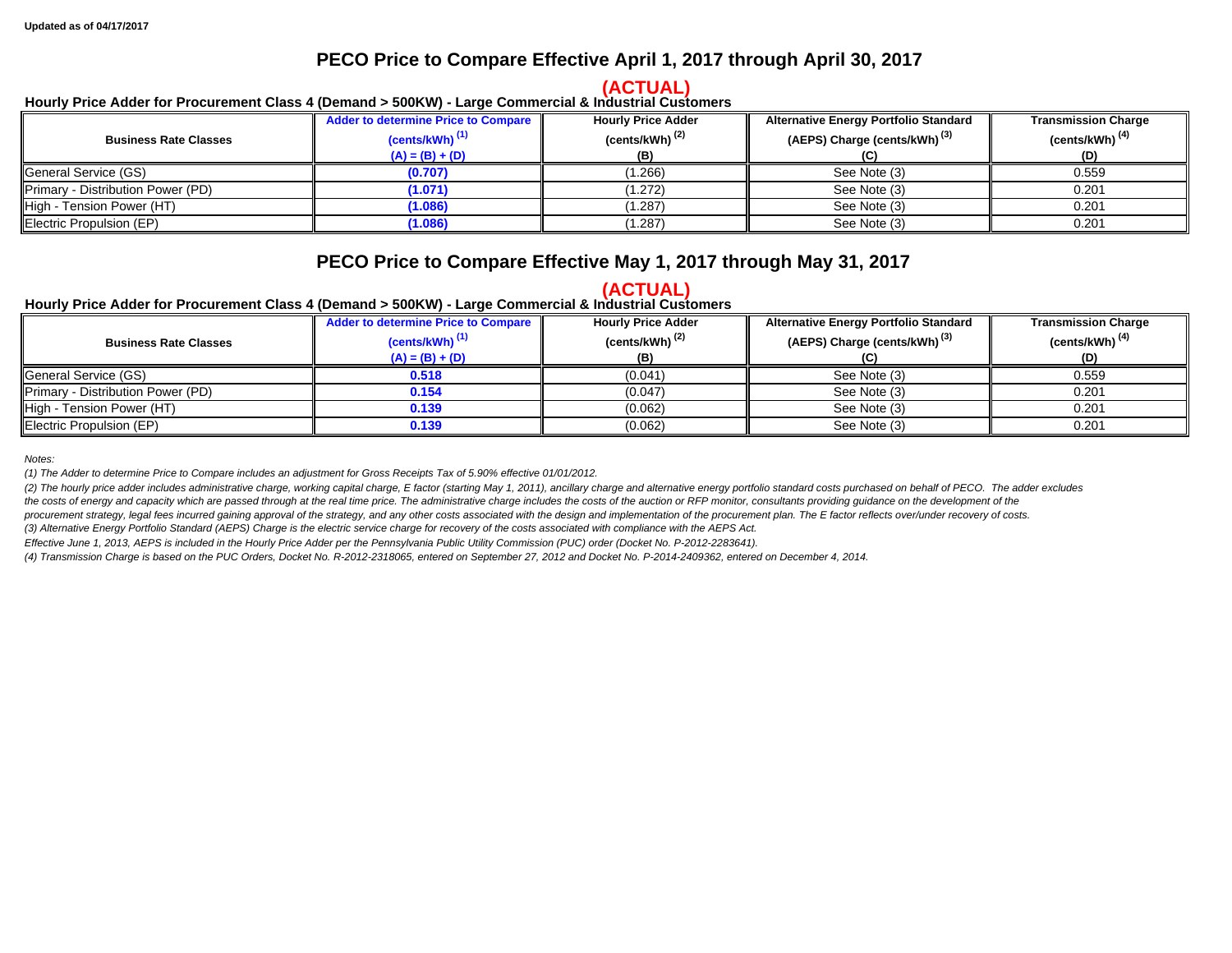**Updated as of 04/17/2017**

## PECO Price to Compare Effective April 1, 2017 through April 30, 2017

**(ACTUAL)**

**Hourly Price Adder for Procurement Class 4 (Demand > 500KW) - Large Commercial & Industrial Customers**

| Business Rate Classes | Adder to determine Price to Compare (cents/kWh) [1] (A) = (B) + (D) | Hourly Price Adder (cents/kWh) [2] (B) | Alternative Energy Portfolio Standard (AEPS) Charge (cents/kWh) [3] (C) | Transmission Charge (cents/kWh) [4] (D) |
|---|---|---|---|---|
| General Service (GS) | **(0.707)** | (1.266) | See Note (3) | 0.559 |
| Primary - Distribution Power (PD) | **(1.071)** | (1.272) | See Note (3) | 0.201 |
| High - Tension Power (HT) | **(1.086)** | (1.287) | See Note (3) | 0.201 |
| Electric Propulsion (EP) | **(1.086)** | (1.287) | See Note (3) | 0.201 |

## PECO Price to Compare Effective May 1, 2017 through May 31, 2017

**(ACTUAL)**

**Hourly Price Adder for Procurement Class 4 (Demand > 500KW) - Large Commercial & Industrial Customers**

| Business Rate Classes | Adder to determine Price to Compare (cents/kWh) [1] (A) = (B) + (D) | Hourly Price Adder (cents/kWh) [2] (B) | Alternative Energy Portfolio Standard (AEPS) Charge (cents/kWh) [3] (C) | Transmission Charge (cents/kWh) [4] (D) |
|---|---|---|---|---|
| General Service (GS) | **0.518** | (0.041) | See Note (3) | 0.559 |
| Primary - Distribution Power (PD) | **0.154** | (0.047) | See Note (3) | 0.201 |
| High - Tension Power (HT) | **0.139** | (0.062) | See Note (3) | 0.201 |
| Electric Propulsion (EP) | **0.139** | (0.062) | See Note (3) | 0.201 |

*Notes:*

*(1) The Adder to determine Price to Compare includes an adjustment for Gross Receipts Tax of 5.90% effective 01/01/2012.*

*(2) The hourly price adder includes administrative charge, working capital charge, E factor (starting May 1, 2011), ancillary charge and alternative energy portfolio standard costs purchased on behalf of PECO. The adder excludes the costs of energy and capacity which are passed through at the real time price. The administrative charge includes the costs of the auction or RFP monitor, consultants providing guidance on the development of the procurement strategy, legal fees incurred gaining approval of the strategy, and any other costs associated with the design and implementation of the procurement plan. The E factor reflects over/under recovery of costs.*

*(3) Alternative Energy Portfolio Standard (AEPS) Charge is the electric service charge for recovery of the costs associated with compliance with the AEPS Act.*

*Effective June 1, 2013, AEPS is included in the Hourly Price Adder per the Pennsylvania Public Utility Commission (PUC) order (Docket No. P-2012-2283641).*

*(4) Transmission Charge is based on the PUC Orders, Docket No. R-2012-2318065, entered on September 27, 2012 and Docket No. P-2014-2409362, entered on December 4, 2014.*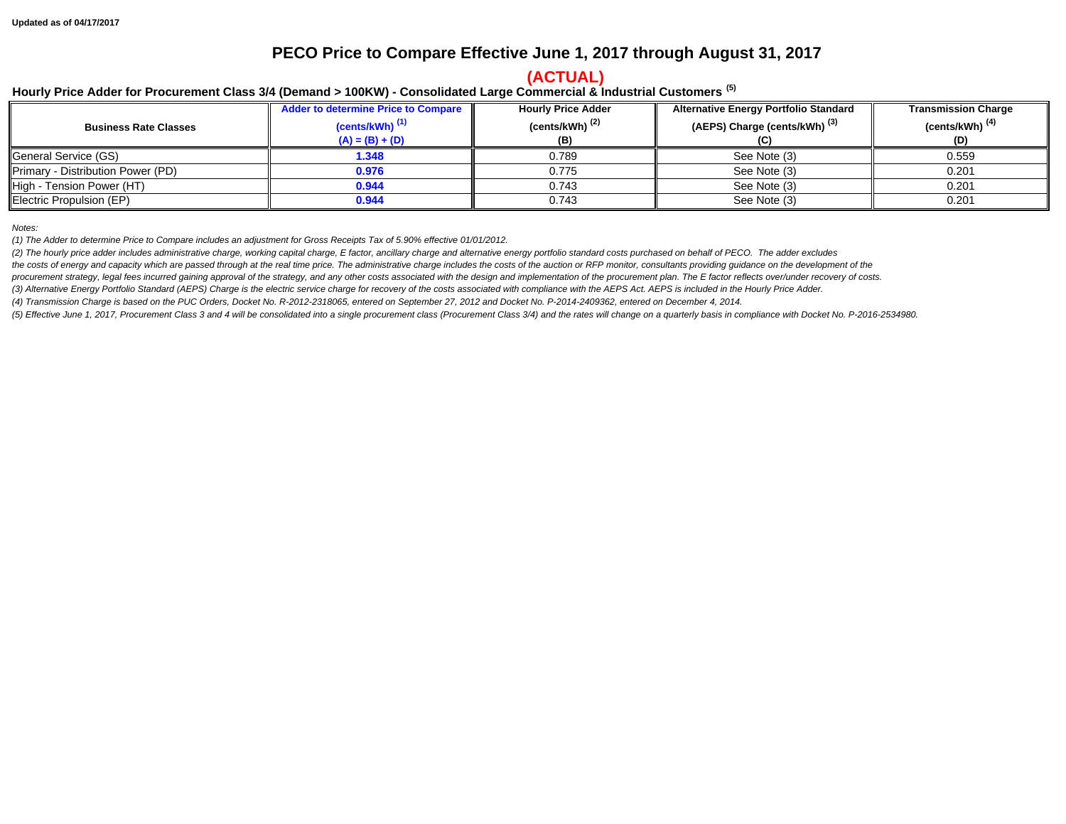**Updated as of 04/17/2017**

# PECO Price to Compare Effective June 1, 2017 through August 31, 2017

## (ACTUAL)

### Hourly Price Adder for Procurement Class 3/4 (Demand > 100KW) - Consolidated Large Commercial & Industrial Customers [5]

| Business Rate Classes | Adder to determine Price to Compare (cents/kWh) [1] (A) = (B) + (D) | Hourly Price Adder (cents/kWh) [2] (B) | Alternative Energy Portfolio Standard (AEPS) Charge (cents/kWh) [3] (C) | Transmission Charge (cents/kWh) [4] (D) |
|---|---|---|---|---|
| General Service (GS) | **1.348** | 0.789 | See Note (3) | 0.559 |
| Primary - Distribution Power (PD) | **0.976** | 0.775 | See Note (3) | 0.201 |
| High - Tension Power (HT) | **0.944** | 0.743 | See Note (3) | 0.201 |
| Electric Propulsion (EP) | **0.944** | 0.743 | See Note (3) | 0.201 |

*Notes:*

*(1) The Adder to determine Price to Compare includes an adjustment for Gross Receipts Tax of 5.90% effective 01/01/2012.*

*(2) The hourly price adder includes administrative charge, working capital charge, E factor, ancillary charge and alternative energy portfolio standard costs purchased on behalf of PECO. The adder excludes the costs of energy and capacity which are passed through at the real time price. The administrative charge includes the costs of the auction or RFP monitor, consultants providing guidance on the development of the procurement strategy, legal fees incurred gaining approval of the strategy, and any other costs associated with the design and implementation of the procurement plan. The E factor reflects over/under recovery of costs.*

*(3) Alternative Energy Portfolio Standard (AEPS) Charge is the electric service charge for recovery of the costs associated with compliance with the AEPS Act. AEPS is included in the Hourly Price Adder.*

*(4) Transmission Charge is based on the PUC Orders, Docket No. R-2012-2318065, entered on September 27, 2012 and Docket No. P-2014-2409362, entered on December 4, 2014.*

*(5) Effective June 1, 2017, Procurement Class 3 and 4 will be consolidated into a single procurement class (Procurement Class 3/4) and the rates will change on a quarterly basis in compliance with Docket No. P-2016-2534980.*